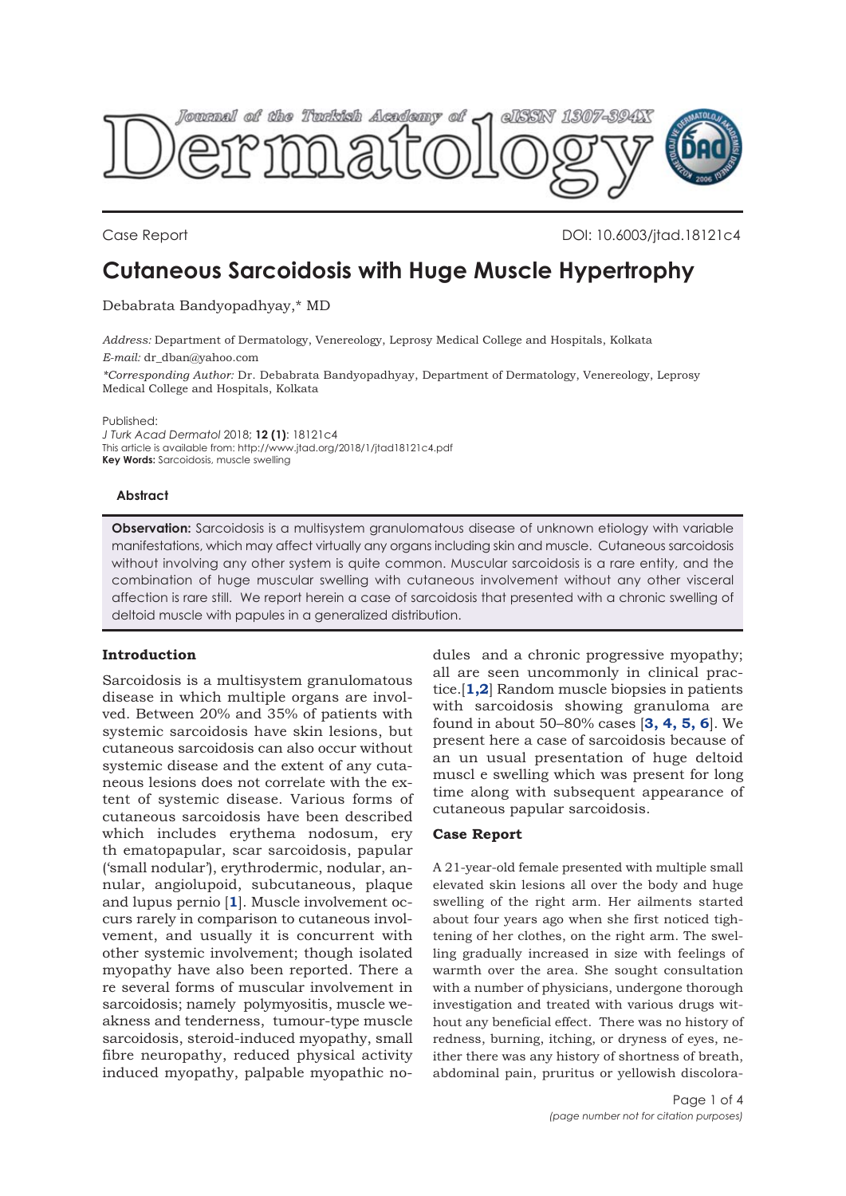Case Report

DOI: 10.6003/jtad.18121c4

# Cutaneous Sarcoidosis with Huge Muscle Hypertrophy

Debabrata Bandyopadhyay,* MD

*Address:* Department of Dermatology, Venereology, Leprosy Medical College and Hospitals, Kolkata
*E-mail:* dr_dban@yahoo.com
*\*Corresponding Author:* Dr. Debabrata Bandyopadhyay, Department of Dermatology, Venereology, Leprosy Medical College and Hospitals, Kolkata

Published:
*J Turk Acad Dermatol* 2018; **12 (1)**: 18121c4
This article is available from: http://www.jtad.org/2018/1/jtad18121c4.pdf
**Key Words:** Sarcoidosis, muscle swelling

### Abstract

**Observation:** Sarcoidosis is a multisystem granulomatous disease of unknown etiology with variable manifestations, which may affect virtually any organs including skin and muscle. Cutaneous sarcoidosis without involving any other system is quite common. Muscular sarcoidosis is a rare entity, and the combination of huge muscular swelling with cutaneous involvement without any other visceral affection is rare still. We report herein a case of sarcoidosis that presented with a chronic swelling of deltoid muscle with papules in a generalized distribution.

## Introduction

Sarcoidosis is a multisystem granulomatous disease in which multiple organs are involved. Between 20% and 35% of patients with systemic sarcoidosis have skin lesions, but cutaneous sarcoidosis can also occur without systemic disease and the extent of any cutaneous lesions does not correlate with the extent of systemic disease. Various forms of cutaneous sarcoidosis have been described which includes erythema nodosum, ery th ematopapular, scar sarcoidosis, papular ('small nodular'), erythrodermic, nodular, annular, angiolupoid, subcutaneous, plaque and lupus pernio [**1**]. Muscle involvement occurs rarely in comparison to cutaneous involvement, and usually it is concurrent with other systemic involvement; though isolated myopathy have also been reported. There a re several forms of muscular involvement in sarcoidosis; namely polymyositis, muscle weakness and tenderness, tumour-type muscle sarcoidosis, steroid-induced myopathy, small fibre neuropathy, reduced physical activity induced myopathy, palpable myopathic nodules and a chronic progressive myopathy; all are seen uncommonly in clinical practice.[**1,2**] Random muscle biopsies in patients with sarcoidosis showing granuloma are found in about 50–80% cases [**3, 4, 5, 6**]. We present here a case of sarcoidosis because of an un usual presentation of huge deltoid muscl e swelling which was present for long time along with subsequent appearance of cutaneous papular sarcoidosis.

## Case Report

A 21-year-old female presented with multiple small elevated skin lesions all over the body and huge swelling of the right arm. Her ailments started about four years ago when she first noticed tightening of her clothes, on the right arm. The swelling gradually increased in size with feelings of warmth over the area. She sought consultation with a number of physicians, undergone thorough investigation and treated with various drugs without any beneficial effect. There was no history of redness, burning, itching, or dryness of eyes, neither there was any history of shortness of breath, abdominal pain, pruritus or yellowish discolora-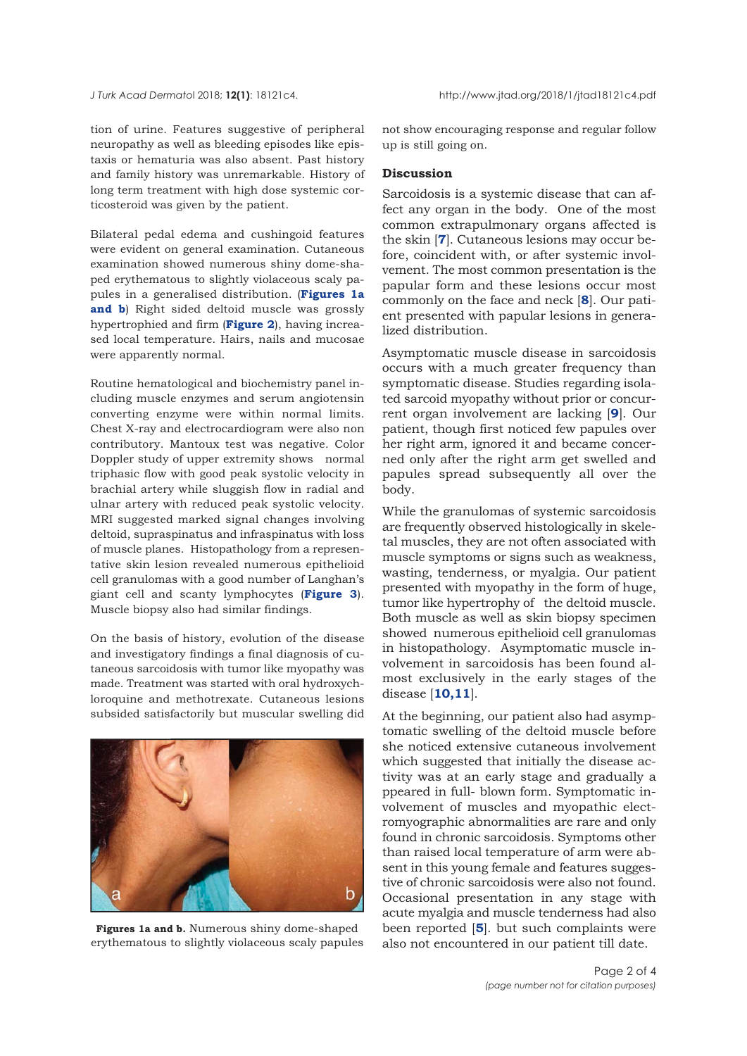tion of urine. Features suggestive of peripheral neuropathy as well as bleeding episodes like epistaxis or hematuria was also absent. Past history and family history was unremarkable. History of long term treatment with high dose systemic corticosteroid was given by the patient.

Bilateral pedal edema and cushingoid features were evident on general examination. Cutaneous examination showed numerous shiny dome-shaped erythematous to slightly violaceous scaly papules in a generalised distribution. (**Figures 1a and b**) Right sided deltoid muscle was grossly hypertrophied and firm (**Figure 2**), having increased local temperature. Hairs, nails and mucosae were apparently normal.

Routine hematological and biochemistry panel including muscle enzymes and serum angiotensin converting enzyme were within normal limits. Chest X-ray and electrocardiogram were also non contributory. Mantoux test was negative. Color Doppler study of upper extremity shows normal triphasic flow with good peak systolic velocity in brachial artery while sluggish flow in radial and ulnar artery with reduced peak systolic velocity. MRI suggested marked signal changes involving deltoid, supraspinatus and infraspinatus with loss of muscle planes. Histopathology from a representative skin lesion revealed numerous epithelioid cell granulomas with a good number of Langhan's giant cell and scanty lymphocytes (**Figure 3**). Muscle biopsy also had similar findings.

On the basis of history, evolution of the disease and investigatory findings a final diagnosis of cutaneous sarcoidosis with tumor like myopathy was made. Treatment was started with oral hydroxychloroquine and methotrexate. Cutaneous lesions subsided satisfactorily but muscular swelling did not show encouraging response and regular follow up is still going on.

**Figures 1a and b.** Numerous shiny dome-shaped erythematous to slightly violaceous scaly papules

## Discussion

Sarcoidosis is a systemic disease that can affect any organ in the body. One of the most common extrapulmonary organs affected is the skin [7]. Cutaneous lesions may occur before, coincident with, or after systemic involvement. The most common presentation is the papular form and these lesions occur most commonly on the face and neck [8]. Our patient presented with papular lesions in generalized distribution.

Asymptomatic muscle disease in sarcoidosis occurs with a much greater frequency than symptomatic disease. Studies regarding isolated sarcoid myopathy without prior or concurrent organ involvement are lacking [9]. Our patient, though first noticed few papules over her right arm, ignored it and became concerned only after the right arm get swelled and papules spread subsequently all over the body.

While the granulomas of systemic sarcoidosis are frequently observed histologically in skeletal muscles, they are not often associated with muscle symptoms or signs such as weakness, wasting, tenderness, or myalgia. Our patient presented with myopathy in the form of huge, tumor like hypertrophy of the deltoid muscle. Both muscle as well as skin biopsy specimen showed numerous epithelioid cell granulomas in histopathology. Asymptomatic muscle involvement in sarcoidosis has been found almost exclusively in the early stages of the disease [10,11].

At the beginning, our patient also had asymptomatic swelling of the deltoid muscle before she noticed extensive cutaneous involvement which suggested that initially the disease activity was at an early stage and gradually appeared in full- blown form. Symptomatic involvement of muscles and myopathic electromyographic abnormalities are rare and only found in chronic sarcoidosis. Symptoms other than raised local temperature of arm were absent in this young female and features suggestive of chronic sarcoidosis were also not found. Occasional presentation in any stage with acute myalgia and muscle tenderness had also been reported [5]. but such complaints were also not encountered in our patient till date.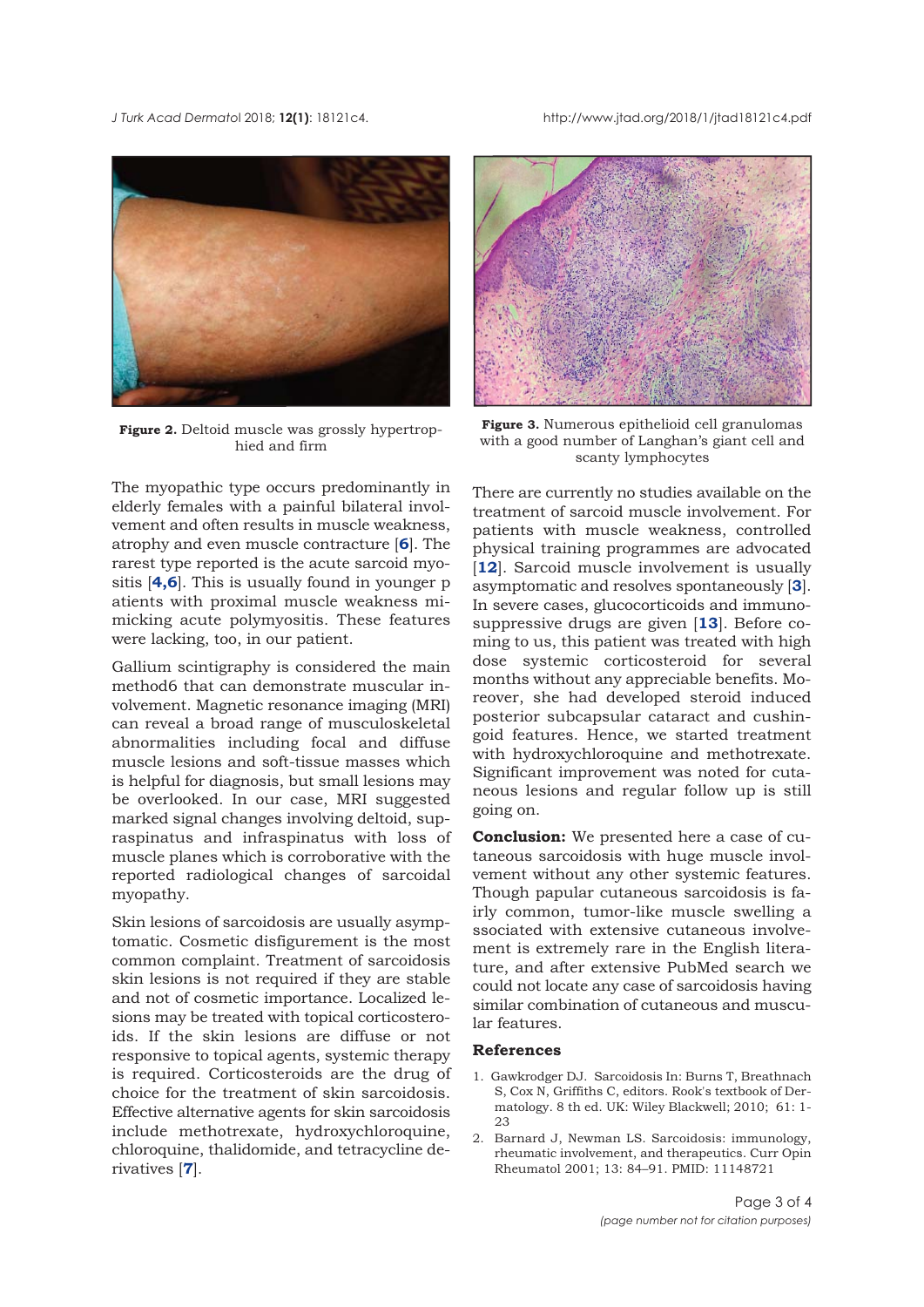Figure 2. Deltoid muscle was grossly hypertrophied and firm

Figure 3. Numerous epithelioid cell granulomas with a good number of Langhan's giant cell and scanty lymphocytes

The myopathic type occurs predominantly in elderly females with a painful bilateral involvement and often results in muscle weakness, atrophy and even muscle contracture [6]. The rarest type reported is the acute sarcoid myositis [4,6]. This is usually found in younger p atients with proximal muscle weakness mimicking acute polymyositis. These features were lacking, too, in our patient.

Gallium scintigraphy is considered the main method6 that can demonstrate muscular involvement. Magnetic resonance imaging (MRI) can reveal a broad range of musculoskeletal abnormalities including focal and diffuse muscle lesions and soft-tissue masses which is helpful for diagnosis, but small lesions may be overlooked. In our case, MRI suggested marked signal changes involving deltoid, supraspinatus and infraspinatus with loss of muscle planes which is corroborative with the reported radiological changes of sarcoidal myopathy.

Skin lesions of sarcoidosis are usually asymptomatic. Cosmetic disfigurement is the most common complaint. Treatment of sarcoidosis skin lesions is not required if they are stable and not of cosmetic importance. Localized lesions may be treated with topical corticosteroids. If the skin lesions are diffuse or not responsive to topical agents, systemic therapy is required. Corticosteroids are the drug of choice for the treatment of skin sarcoidosis. Effective alternative agents for skin sarcoidosis include methotrexate, hydroxychloroquine, chloroquine, thalidomide, and tetracycline derivatives [7].

There are currently no studies available on the treatment of sarcoid muscle involvement. For patients with muscle weakness, controlled physical training programmes are advocated [12]. Sarcoid muscle involvement is usually asymptomatic and resolves spontaneously [3]. In severe cases, glucocorticoids and immunosuppressive drugs are given [13]. Before coming to us, this patient was treated with high dose systemic corticosteroid for several months without any appreciable benefits. Moreover, she had developed steroid induced posterior subcapsular cataract and cushingoid features. Hence, we started treatment with hydroxychloroquine and methotrexate. Significant improvement was noted for cutaneous lesions and regular follow up is still going on.

**Conclusion:** We presented here a case of cutaneous sarcoidosis with huge muscle involvement without any other systemic features. Though papular cutaneous sarcoidosis is fairly common, tumor-like muscle swelling a ssociated with extensive cutaneous involvement is extremely rare in the English literature, and after extensive PubMed search we could not locate any case of sarcoidosis having similar combination of cutaneous and muscular features.

## References

1. Gawkrodger DJ. Sarcoidosis In: Burns T, Breathnach S, Cox N, Griffiths C, editors. Rook's textbook of Dermatology. 8 th ed. UK: Wiley Blackwell; 2010; 61: 1-23
2. Barnard J, Newman LS. Sarcoidosis: immunology, rheumatic involvement, and therapeutics. Curr Opin Rheumatol 2001; 13: 84–91. PMID: 11148721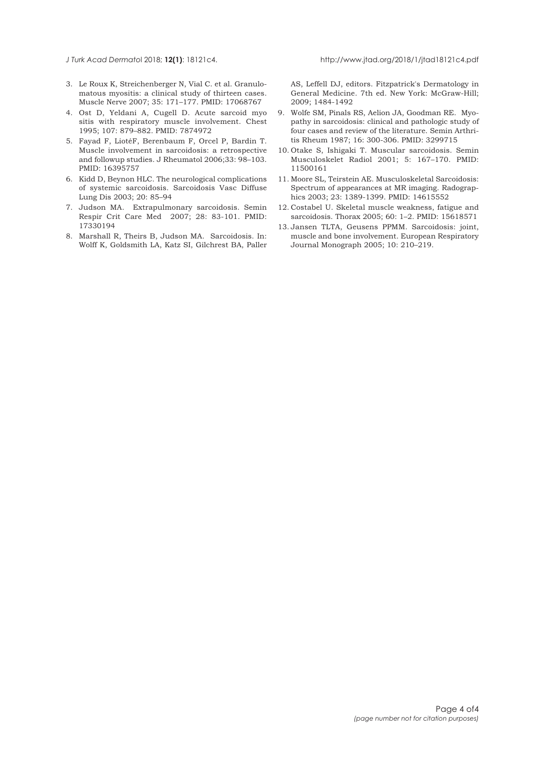3. Le Roux K, Streichenberger N, Vial C. et al. Granulomatous myositis: a clinical study of thirteen cases. Muscle Nerve 2007; 35: 171–177. PMID: 17068767
4. Ost D, Yeldani A, Cugell D. Acute sarcoid myo sitis with respiratory muscle involvement. Chest 1995; 107: 879–882. PMID: 7874972
5. Fayad F, LiotéF, Berenbaum F, Orcel P, Bardin T. Muscle involvement in sarcoidosis: a retrospective and followup studies. J Rheumatol 2006;33: 98–103. PMID: 16395757
6. Kidd D, Beynon HLC. The neurological complications of systemic sarcoidosis. Sarcoidosis Vasc Diffuse Lung Dis 2003; 20: 85–94
7. Judson MA. Extrapulmonary sarcoidosis. Semin Respir Crit Care Med 2007; 28: 83-101. PMID: 17330194
8. Marshall R, Theirs B, Judson MA. Sarcoidosis. In: Wolff K, Goldsmith LA, Katz SI, Gilchrest BA, Paller AS, Leffell DJ, editors. Fitzpatrick's Dermatology in General Medicine. 7th ed. New York: McGraw-Hill; 2009; 1484-1492
9. Wolfe SM, Pinals RS, Aelion JA, Goodman RE. Myopathy in sarcoidosis: clinical and pathologic study of four cases and review of the literature. Semin Arthritis Rheum 1987; 16: 300-306. PMID: 3299715
10. Otake S, Ishigaki T. Muscular sarcoidosis. Semin Musculoskelet Radiol 2001; 5: 167–170. PMID: 11500161
11. Moore SL, Teirstein AE. Musculoskeletal Sarcoidosis: Spectrum of appearances at MR imaging. Radographics 2003; 23: 1389-1399. PMID: 14615552
12. Costabel U. Skeletal muscle weakness, fatigue and sarcoidosis. Thorax 2005; 60: 1–2. PMID: 15618571
13. Jansen TLTA, Geusens PPMM. Sarcoidosis: joint, muscle and bone involvement. European Respiratory Journal Monograph 2005; 10: 210–219.